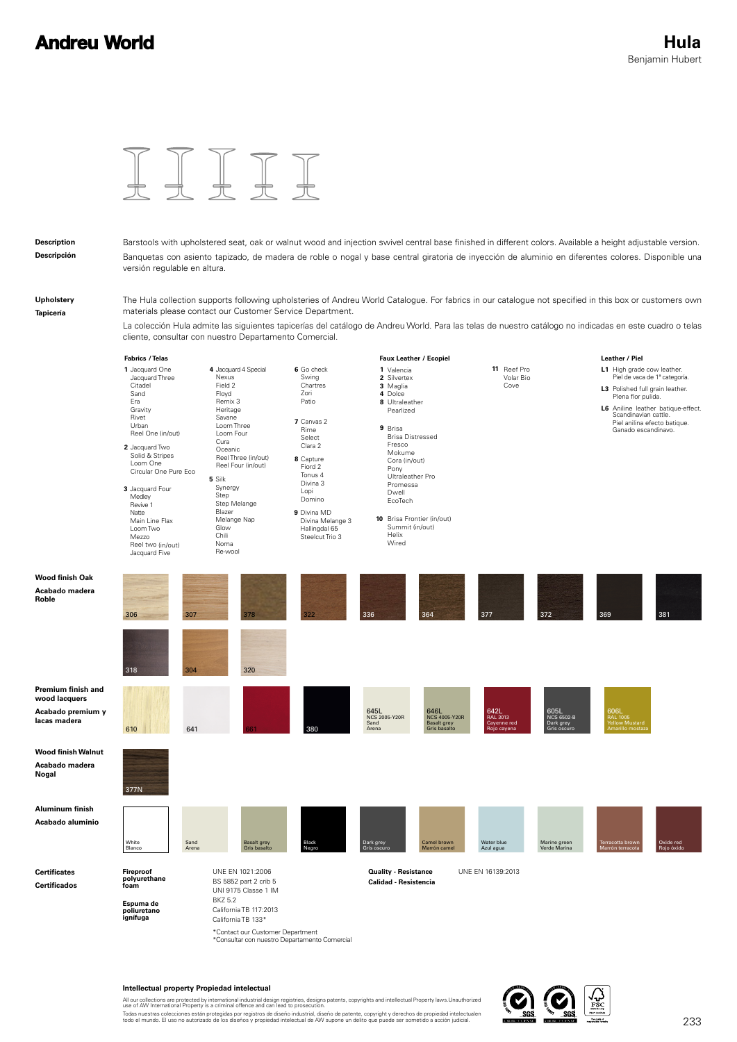# Andreu World

# Hula

Benjamin Hubert

**Description**

Barstools with upholstered seat, oak or walnut wood and injection swivel central base finished in different colors. Available a height adjustable version.

**Descripción**

Banquetas con asiento tapizado, de madera de roble o nogal y base central giratoria de inyección de aluminio en diferentes colores. Disponible una versión regulable en altura.

**Upholstery**

The Hula collection supports following upholsteries of Andreu World Catalogue. For fabrics in our catalogue not specified in this box or customers own materials please contact our Customer Service Department.

**Tapicería**

La colección Hula admite las siguientes tapicerías del catálogo de Andreu World. Para las telas de nuestro catálogo no indicadas en este cuadro o telas cliente, consultar con nuestro Departamento Comercial.

**Fabrics / Telas**

**1** Jacquard One, Jacquard Three, Citadel, Sand, Era, Gravity, Rivet, Urban, Reel One (in/out)

**2** Jacquard Two, Solid & Stripes, Loom One, Circular One Pure Eco

**3** Jacquard Four, Medley, Revive 1, Natte, Main Line Flax, Loom Two, Mezzo, Reel two (in/out), Jacquard Five

**4** Jacquard 4 Special, Nexus, Field 2, Floyd, Remix 3, Heritage, Savane, Loom Three, Loom Four, Cura, Oceanic, Reel Three (in/out), Reel Four (in/out)

**5** Silk, Synergy, Step, Step Melange, Blazer, Melange Nap, Glow, Chili, Noma, Re-wool

**6** Go check, Swing, Chartres, Zori, Patio

**7** Canvas 2, Rime, Select, Clara 2

**8** Capture, Fiord 2, Tonus 4, Divina 3, Lopi, Domino

**9** Divina MD, Divina Melange 3, Hallingdal 65, Steelcut Trio 3

**Faux Leather / Ecopiel**

**1** Valencia

**2** Silvertex

**3** Maglia

**4** Dolce

**8** Ultraleather, Pearlized

**9** Brisa, Brisa Distressed, Fresco, Mokume, Cora (in/out), Pony, Ultraleather Pro, Promessa, Dwell, EcoTech

**10** Brisa Frontier (in/out), Summit (in/out), Helix, Wired

**11** Reef Pro, Volar Bio, Cove

**Leather / Piel**

**L1** High grade cow leather. Piel de vaca de 1ª categoría.

**L3** Polished full grain leather. Plena flor pulida.

**L6** Aniline leather batique-effect. Scandinavian cattle. Piel anilina efecto batique. Ganado escandinavo.

**Wood finish Oak / Acabado madera Roble**

306, 307, 378, 322, 336, 364, 377, 372, 369, 381, 318, 304, 320

**Premium finish and wood lacquers / Acabado premium y lacas madera**

610, 641, 661, 380, 645L NCS 2005-Y20R Sand Arena, 646L NCS 4005-Y20R Basalt grey Gris basalto, 642L RAL 3013 Cayenne red Rojo cayena, 605L NCS 6502-B Dark grey Gris oscuro, 606L RAL 1005 Yellow Mustard Amarillo mostaza

**Wood finish Walnut / Acabado madera Nogal**

377N

**Aluminum finish / Acabado aluminio**

White / Blanco, Sand / Arena, Basalt grey / Gris basalto, Black / Negro, Dark grey / Gris oscuro, Camel brown / Marrón camel, Water blue / Azul agua, Marine green / Verde Marina, Terracotta brown / Marrón terracota, Oxide red / Rojo óxido

**Certificates / Certificados**

**Fireproof polyurethane foam / Espuma de poliuretano ignífuga**

UNE EN 1021:2006
BS 5852 part 2 crib 5
UNI 9175 Classe 1 IM
BKZ 5.2
California TB 117:2013
California TB 133*

*Contact our Customer Department
*Consultar con nuestro Departamento Comercial

**Quality - Resistance / Calidad - Resistencia**

UNE EN 16139:2013

**Intellectual property Propiedad intelectual**

All our collections are protected by international industrial design registries, designs patents, copyrights and intellectual Property laws.Unauthorized use of AW International Property is a criminal offence and can lead to prosecution.

Todas nuestras colecciones están protegidas por registros de diseño industrial, diseño de patente, copyright y derechos de propiedad intelectualen todo el mundo. El uso no autorizado de los diseños y propiedad intelectual de AW supone un delito que puede ser sometido a acción judicial.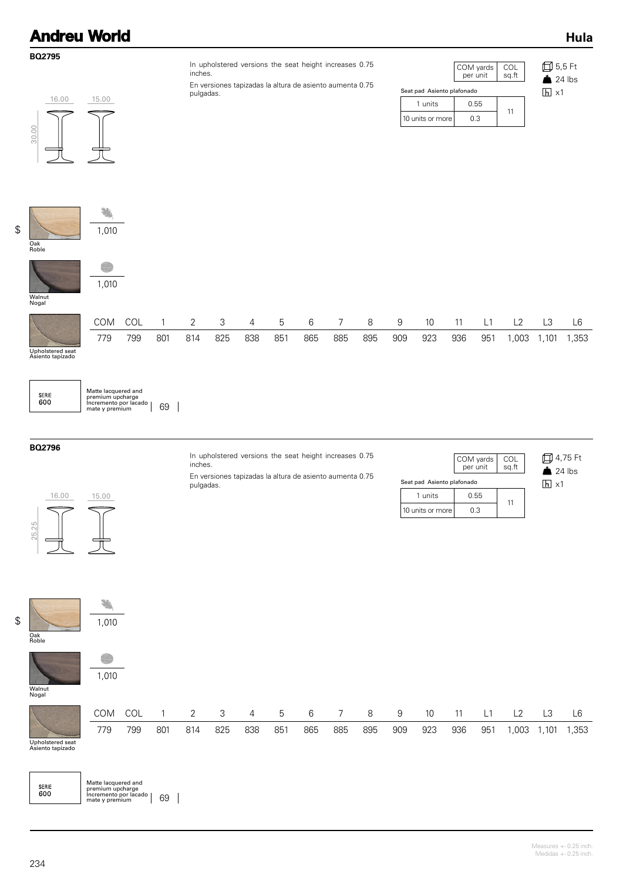## BQ2795

16.00 | 15.00 | 30.00

In upholstered versions the seat height increases 0.75 inches.

En versiones tapizadas la altura de asiento aumenta 0.75 pulgadas.

| Seat pad Asiento plafonado | COM yards per unit | COL sq.ft |
|---|---|---|
| 1 units | 0.55 | 11 |
| 10 units or more | 0.3 | |

5,5 Ft
24 lbs
x1

$

| Oak Roble | 1,010 |
|---|---|
| Walnut Nogal | 1,010 |

| Upholstered seat Asiento tapizado | COM | COL | 1 | 2 | 3 | 4 | 5 | 6 | 7 | 8 | 9 | 10 | 11 | L1 | L2 | L3 | L6 |
|---|---|---|---|---|---|---|---|---|---|---|---|---|---|---|---|---|---|
| | 779 | 799 | 801 | 814 | 825 | 838 | 851 | 865 | 885 | 895 | 909 | 923 | 936 | 951 | 1,003 | 1,101 | 1,353 |

| SERIE 600 | Matte lacquered and premium upcharge Incremento por lacado mate y premium | 69 |
|---|---|---|

## BQ2796

16.00 | 15.00 | 25.25

In upholstered versions the seat height increases 0.75 inches.

En versiones tapizadas la altura de asiento aumenta 0.75 pulgadas.

| Seat pad Asiento plafonado | COM yards per unit | COL sq.ft |
|---|---|---|
| 1 units | 0.55 | 11 |
| 10 units or more | 0.3 | |

4,75 Ft
24 lbs
x1

$

| Oak Roble | 1,010 |
|---|---|
| Walnut Nogal | 1,010 |

| Upholstered seat Asiento tapizado | COM | COL | 1 | 2 | 3 | 4 | 5 | 6 | 7 | 8 | 9 | 10 | 11 | L1 | L2 | L3 | L6 |
|---|---|---|---|---|---|---|---|---|---|---|---|---|---|---|---|---|---|
| | 779 | 799 | 801 | 814 | 825 | 838 | 851 | 865 | 885 | 895 | 909 | 923 | 936 | 951 | 1,003 | 1,101 | 1,353 |

| SERIE 600 | Matte lacquered and premium upcharge Incremento por lacado mate y premium | 69 |
|---|---|---|

Measures +- 0.25 inch.
Medidas +- 0.25 inch.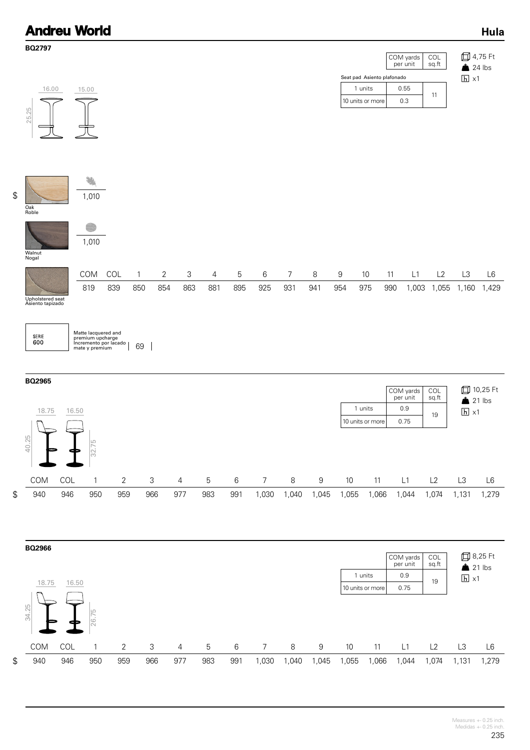## BQ2797

16.00 15.00

25.25

| | COM yards per unit | COL sq.ft |
|---|---|---|
| Seat pad Asiento plafonado | | |
| 1 units | 0.55 | 11 |
| 10 units or more | 0.3 | |

4,75 Ft
24 lbs
x1

$

Oak
Roble

1,010

Walnut
Nogal

1,010

Upholstered seat
Asiento tapizado

| COM | COL | 1 | 2 | 3 | 4 | 5 | 6 | 7 | 8 | 9 | 10 | 11 | L1 | L2 | L3 | L6 |
|---|---|---|---|---|---|---|---|---|---|---|---|---|---|---|---|---|
| 819 | 839 | 850 | 854 | 863 | 881 | 895 | 925 | 931 | 941 | 954 | 975 | 990 | 1,003 | 1,055 | 1,160 | 1,429 |

SERIE 600

Matte lacquered and premium upcharge
Incremento por lacado mate y premium | 69

## BQ2965

18.75 16.50

40.25 32.75

| | COM yards per unit | COL sq.ft |
|---|---|---|
| 1 units | 0.9 | 19 |
| 10 units or more | 0.75 | |

10,25 Ft
21 lbs
x1

| | COM | COL | 1 | 2 | 3 | 4 | 5 | 6 | 7 | 8 | 9 | 10 | 11 | L1 | L2 | L3 | L6 |
|---|---|---|---|---|---|---|---|---|---|---|---|---|---|---|---|---|---|
| $ | 940 | 946 | 950 | 959 | 966 | 977 | 983 | 991 | 1,030 | 1,040 | 1,045 | 1,055 | 1,066 | 1,044 | 1,074 | 1,131 | 1,279 |

## BQ2966

18.75 16.50

34.25 26.75

| | COM yards per unit | COL sq.ft |
|---|---|---|
| 1 units | 0.9 | 19 |
| 10 units or more | 0.75 | |

8,25 Ft
21 lbs
x1

| | COM | COL | 1 | 2 | 3 | 4 | 5 | 6 | 7 | 8 | 9 | 10 | 11 | L1 | L2 | L3 | L6 |
|---|---|---|---|---|---|---|---|---|---|---|---|---|---|---|---|---|---|
| $ | 940 | 946 | 950 | 959 | 966 | 977 | 983 | 991 | 1,030 | 1,040 | 1,045 | 1,055 | 1,066 | 1,044 | 1,074 | 1,131 | 1,279 |

Measures +- 0.25 inch.
Medidas +- 0.25 inch.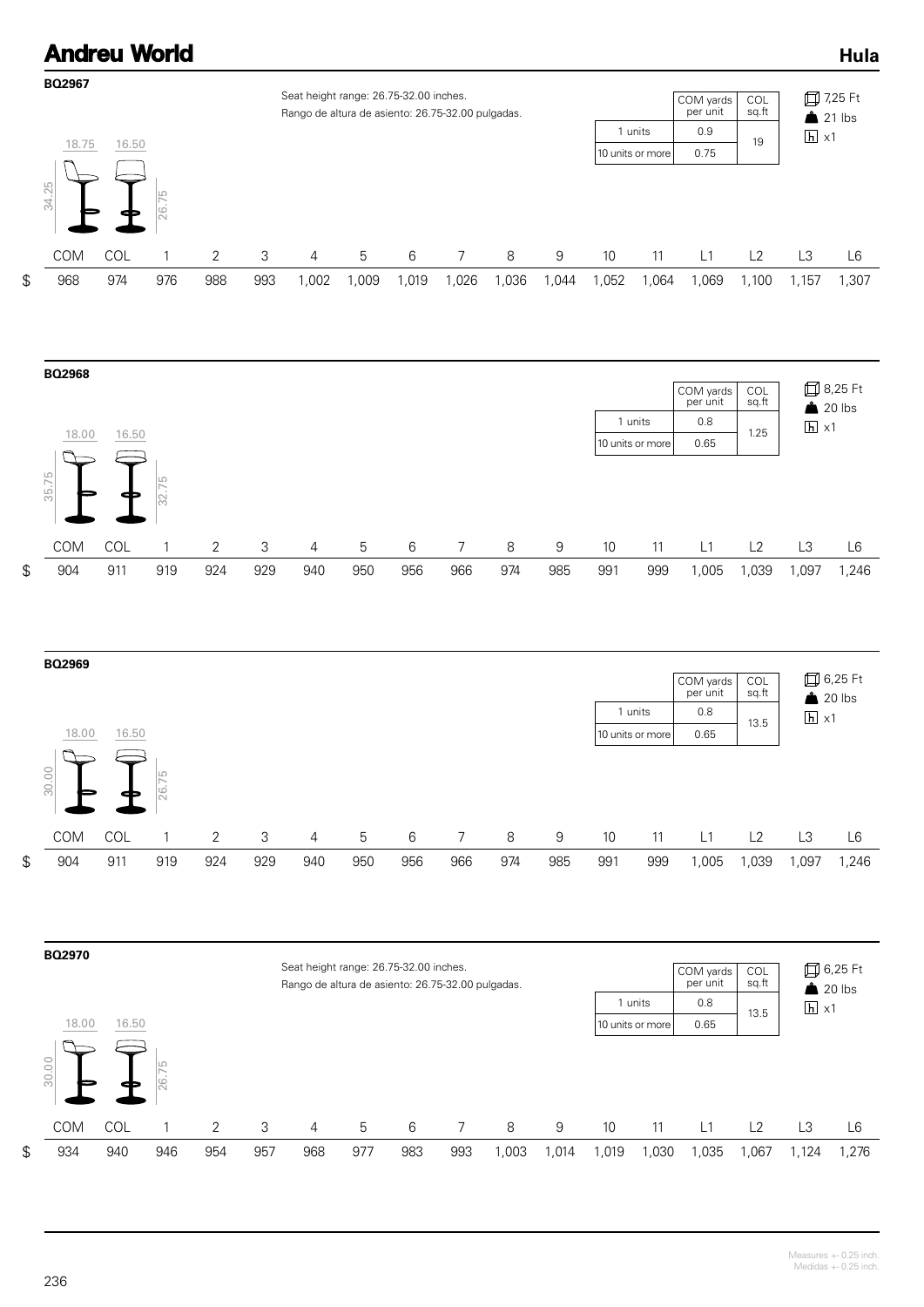# Andreu World

## Hula

### BQ2967

Seat height range: 26.75-32.00 inches.
Rango de altura de asiento: 26.75-32.00 pulgadas.

18.75 | 16.50 | 34.25 | 26.75

| | COM yards per unit | COL sq.ft |
|---|---|---|
| 1 units | 0.9 | 19 |
| 10 units or more | 0.75 | |

7,25 Ft
21 lbs
x1

| | COM | COL | 1 | 2 | 3 | 4 | 5 | 6 | 7 | 8 | 9 | 10 | 11 | L1 | L2 | L3 | L6 |
|---|---|---|---|---|---|---|---|---|---|---|---|---|---|---|---|---|---|
| $ | 968 | 974 | 976 | 988 | 993 | 1,002 | 1,009 | 1,019 | 1,026 | 1,036 | 1,044 | 1,052 | 1,064 | 1,069 | 1,100 | 1,157 | 1,307 |

### BQ2968

18.00 | 16.50 | 35.75 | 32.75

| | COM yards per unit | COL sq.ft |
|---|---|---|
| 1 units | 0.8 | 1.25 |
| 10 units or more | 0.65 | |

8,25 Ft
20 lbs
x1

| | COM | COL | 1 | 2 | 3 | 4 | 5 | 6 | 7 | 8 | 9 | 10 | 11 | L1 | L2 | L3 | L6 |
|---|---|---|---|---|---|---|---|---|---|---|---|---|---|---|---|---|---|
| $ | 904 | 911 | 919 | 924 | 929 | 940 | 950 | 956 | 966 | 974 | 985 | 991 | 999 | 1,005 | 1,039 | 1,097 | 1,246 |

### BQ2969

18.00 | 16.50 | 30.00 | 26.75

| | COM yards per unit | COL sq.ft |
|---|---|---|
| 1 units | 0.8 | 13.5 |
| 10 units or more | 0.65 | |

6,25 Ft
20 lbs
x1

| | COM | COL | 1 | 2 | 3 | 4 | 5 | 6 | 7 | 8 | 9 | 10 | 11 | L1 | L2 | L3 | L6 |
|---|---|---|---|---|---|---|---|---|---|---|---|---|---|---|---|---|---|
| $ | 904 | 911 | 919 | 924 | 929 | 940 | 950 | 956 | 966 | 974 | 985 | 991 | 999 | 1,005 | 1,039 | 1,097 | 1,246 |

### BQ2970

Seat height range: 26.75-32.00 inches.
Rango de altura de asiento: 26.75-32.00 pulgadas.

18.00 | 16.50 | 30.00 | 26.75

| | COM yards per unit | COL sq.ft |
|---|---|---|
| 1 units | 0.8 | 13.5 |
| 10 units or more | 0.65 | |

6,25 Ft
20 lbs
x1

| | COM | COL | 1 | 2 | 3 | 4 | 5 | 6 | 7 | 8 | 9 | 10 | 11 | L1 | L2 | L3 | L6 |
|---|---|---|---|---|---|---|---|---|---|---|---|---|---|---|---|---|---|
| $ | 934 | 940 | 946 | 954 | 957 | 968 | 977 | 983 | 993 | 1,003 | 1,014 | 1,019 | 1,030 | 1,035 | 1,067 | 1,124 | 1,276 |

Measures +- 0.25 inch.
Medidas +- 0.25 inch.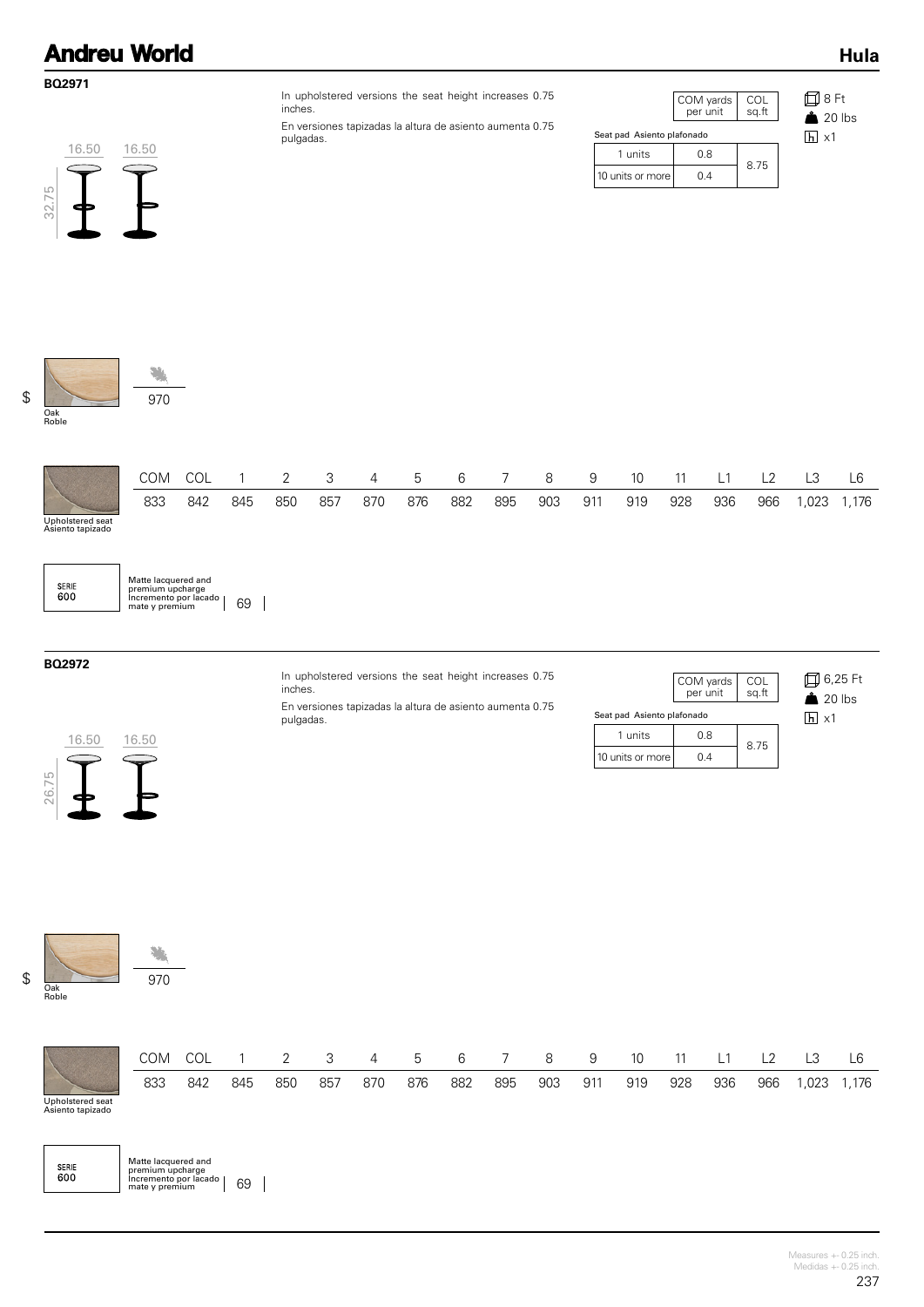# Andreu World

## Hula

### BQ2971

16.50 16.50

32.75

In upholstered versions the seat height increases 0.75 inches.

En versiones tapizadas la altura de asiento aumenta 0.75 pulgadas.

| Seat pad Asiento plafonado | COM yards per unit | COL sq.ft |
|---|---|---|
| 1 units | 0.8 | 8.75 |
| 10 units or more | 0.4 | |

8 Ft
20 lbs
x1

$

| Oak Roble | 970 |
|---|---|

| | COM | COL | 1 | 2 | 3 | 4 | 5 | 6 | 7 | 8 | 9 | 10 | 11 | L1 | L2 | L3 | L6 |
|---|---|---|---|---|---|---|---|---|---|---|---|---|---|---|---|---|---|
| Upholstered seat Asiento tapizado | 833 | 842 | 845 | 850 | 857 | 870 | 876 | 882 | 895 | 903 | 911 | 919 | 928 | 936 | 966 | 1,023 | 1,176 |

SERIE 600 — Matte lacquered and premium upcharge / Incremento por lacado mate y premium | 69

### BQ2972

16.50 16.50

26.75

In upholstered versions the seat height increases 0.75 inches.

En versiones tapizadas la altura de asiento aumenta 0.75 pulgadas.

| Seat pad Asiento plafonado | COM yards per unit | COL sq.ft |
|---|---|---|
| 1 units | 0.8 | 8.75 |
| 10 units or more | 0.4 | |

6,25 Ft
20 lbs
x1

$

| Oak Roble | 970 |
|---|---|

| | COM | COL | 1 | 2 | 3 | 4 | 5 | 6 | 7 | 8 | 9 | 10 | 11 | L1 | L2 | L3 | L6 |
|---|---|---|---|---|---|---|---|---|---|---|---|---|---|---|---|---|---|
| Upholstered seat Asiento tapizado | 833 | 842 | 845 | 850 | 857 | 870 | 876 | 882 | 895 | 903 | 911 | 919 | 928 | 936 | 966 | 1,023 | 1,176 |

SERIE 600 — Matte lacquered and premium upcharge / Incremento por lacado mate y premium | 69

Measures +- 0.25 inch.
Medidas +- 0.25 inch.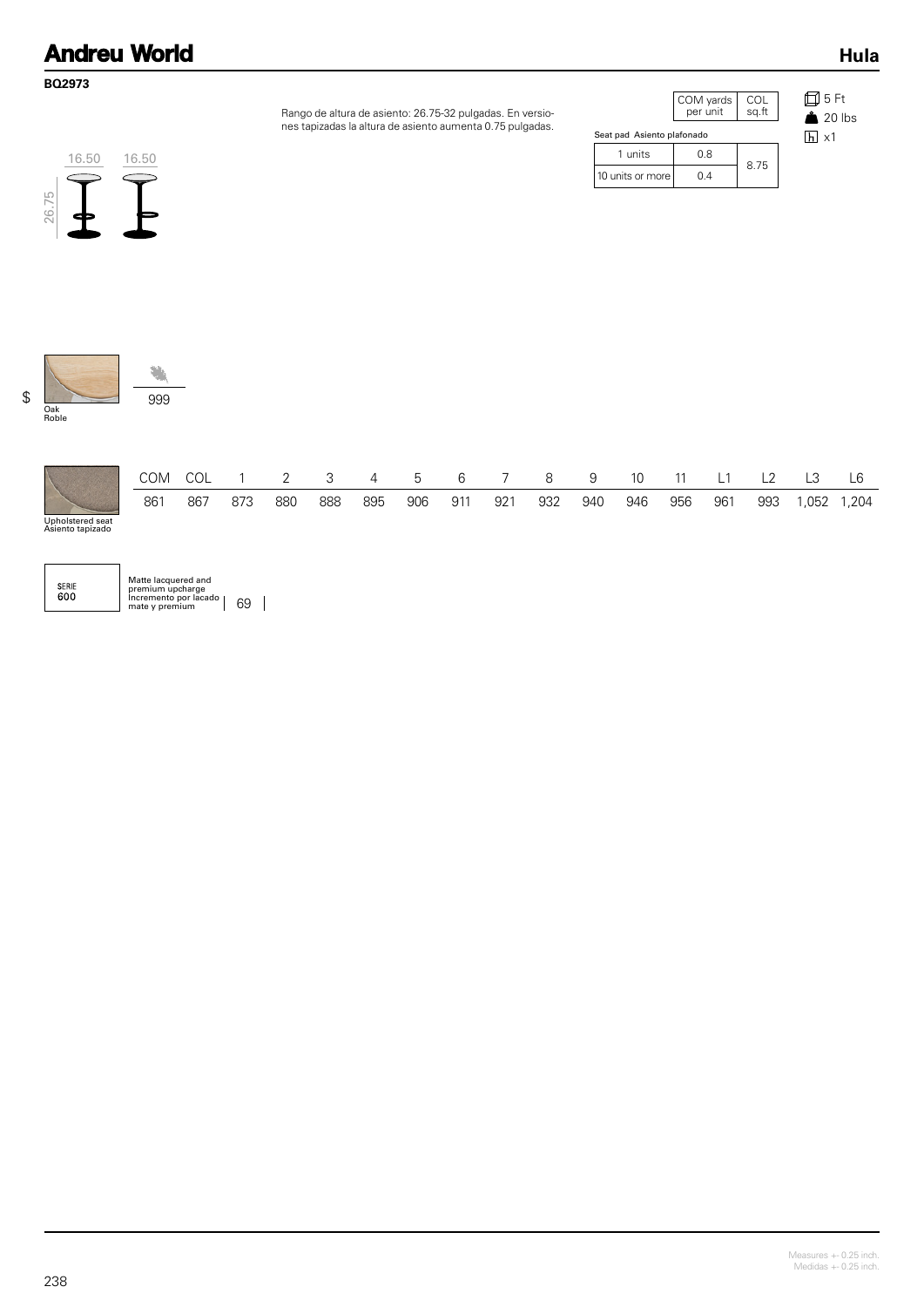# Andreu World

## Hula

**BQ2973**

Rango de altura de asiento: 26.75-32 pulgadas. En versiones tapizadas la altura de asiento aumenta 0.75 pulgadas.

| | COM yards per unit | COL sq.ft |
|---|---|---|
| Seat pad Asiento plafonado | | |
| 1 units | 0.8 | 8.75 |
| 10 units or more | 0.4 | |

5 Ft
20 lbs
x1

16.50
16.50
26.75

$

Oak
Roble

999

Upholstered seat
Asiento tapizado

| COM | COL | 1 | 2 | 3 | 4 | 5 | 6 | 7 | 8 | 9 | 10 | 11 | L1 | L2 | L3 | L6 |
|---|---|---|---|---|---|---|---|---|---|---|---|---|---|---|---|---|
| 861 | 867 | 873 | 880 | 888 | 895 | 906 | 911 | 921 | 932 | 940 | 946 | 956 | 961 | 993 | 1,052 | 1,204 |

SERIE 600

Matte lacquered and premium upcharge
Incremento por lacado mate y premium | 69

Measures +- 0.25 inch.
Medidas +- 0.25 inch.